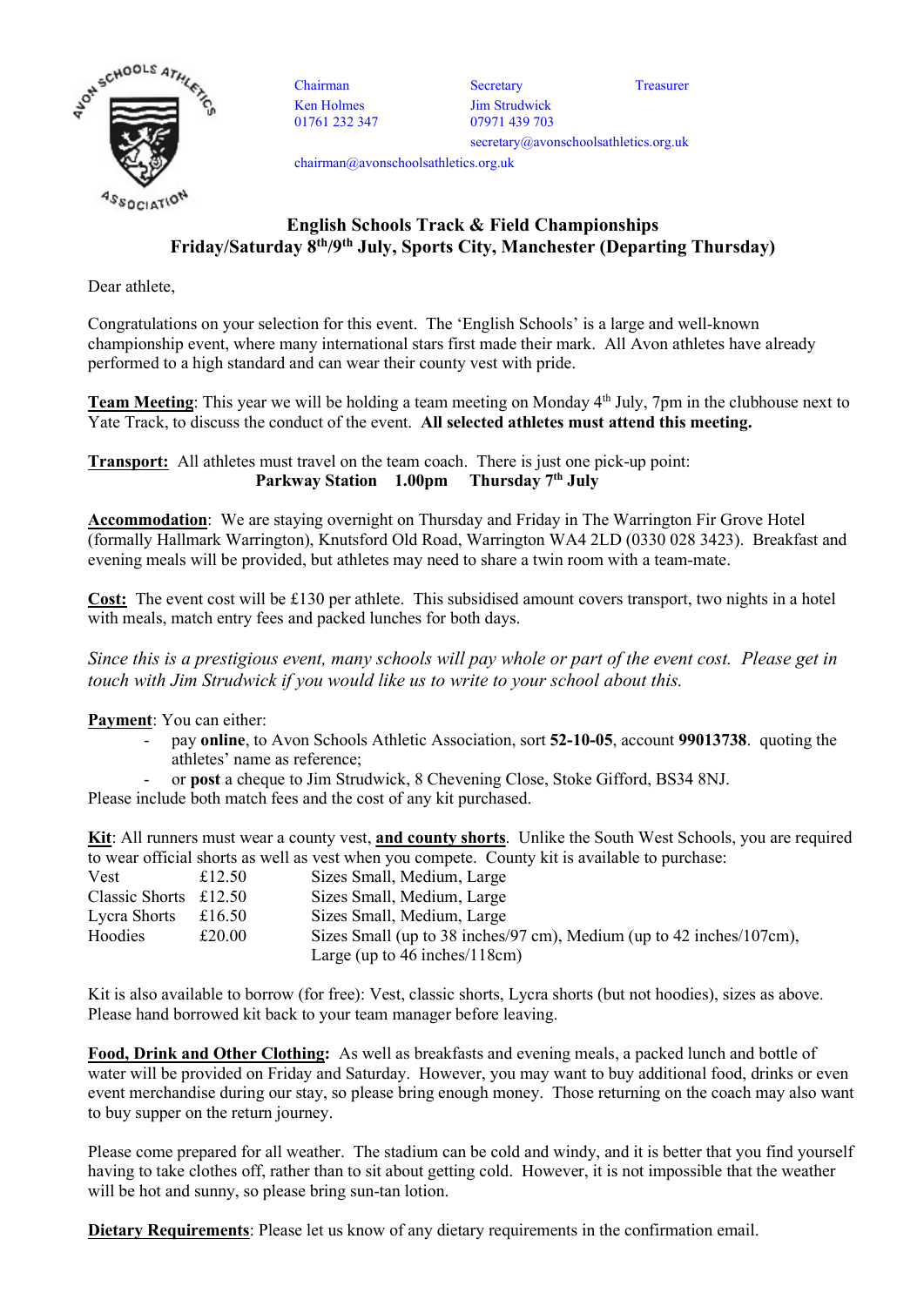Chairman
Ken Holmes
01761 232 347

Secretary
Jim Strudwick
07971 439 703
secretary@avonschoolsathletics.org.uk

Treasurer

chairman@avonschoolsathletics.org.uk

## English Schools Track & Field Championships
## Friday/Saturday 8th/9th July, Sports City, Manchester (Departing Thursday)

Dear athlete,

Congratulations on your selection for this event. The 'English Schools' is a large and well-known championship event, where many international stars first made their mark. All Avon athletes have already performed to a high standard and can wear their county vest with pride.

**Team Meeting**: This year we will be holding a team meeting on Monday 4th July, 7pm in the clubhouse next to Yate Track, to discuss the conduct of the event. **All selected athletes must attend this meeting.**

**Transport:** All athletes must travel on the team coach. There is just one pick-up point:
**Parkway Station 1.00pm Thursday 7th July**

**Accommodation**: We are staying overnight on Thursday and Friday in The Warrington Fir Grove Hotel (formally Hallmark Warrington), Knutsford Old Road, Warrington WA4 2LD (0330 028 3423). Breakfast and evening meals will be provided, but athletes may need to share a twin room with a team-mate.

**Cost:** The event cost will be £130 per athlete. This subsidised amount covers transport, two nights in a hotel with meals, match entry fees and packed lunches for both days.

*Since this is a prestigious event, many schools will pay whole or part of the event cost. Please get in touch with Jim Strudwick if you would like us to write to your school about this.*

**Payment**: You can either:

- pay **online**, to Avon Schools Athletic Association, sort **52-10-05**, account **99013738**. quoting the athletes' name as reference;
- or **post** a cheque to Jim Strudwick, 8 Chevening Close, Stoke Gifford, BS34 8NJ.

Please include both match fees and the cost of any kit purchased.

**Kit**: All runners must wear a county vest, **and county shorts**. Unlike the South West Schools, you are required to wear official shorts as well as vest when you compete. County kit is available to purchase:

| Item | Price | Sizes |
|---|---|---|
| Vest | £12.50 | Sizes Small, Medium, Large |
| Classic Shorts | £12.50 | Sizes Small, Medium, Large |
| Lycra Shorts | £16.50 | Sizes Small, Medium, Large |
| Hoodies | £20.00 | Sizes Small (up to 38 inches/97 cm), Medium (up to 42 inches/107cm), Large (up to 46 inches/118cm) |

Kit is also available to borrow (for free): Vest, classic shorts, Lycra shorts (but not hoodies), sizes as above. Please hand borrowed kit back to your team manager before leaving.

**Food, Drink and Other Clothing**: As well as breakfasts and evening meals, a packed lunch and bottle of water will be provided on Friday and Saturday. However, you may want to buy additional food, drinks or even event merchandise during our stay, so please bring enough money. Those returning on the coach may also want to buy supper on the return journey.

Please come prepared for all weather. The stadium can be cold and windy, and it is better that you find yourself having to take clothes off, rather than to sit about getting cold. However, it is not impossible that the weather will be hot and sunny, so please bring sun-tan lotion.

**Dietary Requirements**: Please let us know of any dietary requirements in the confirmation email.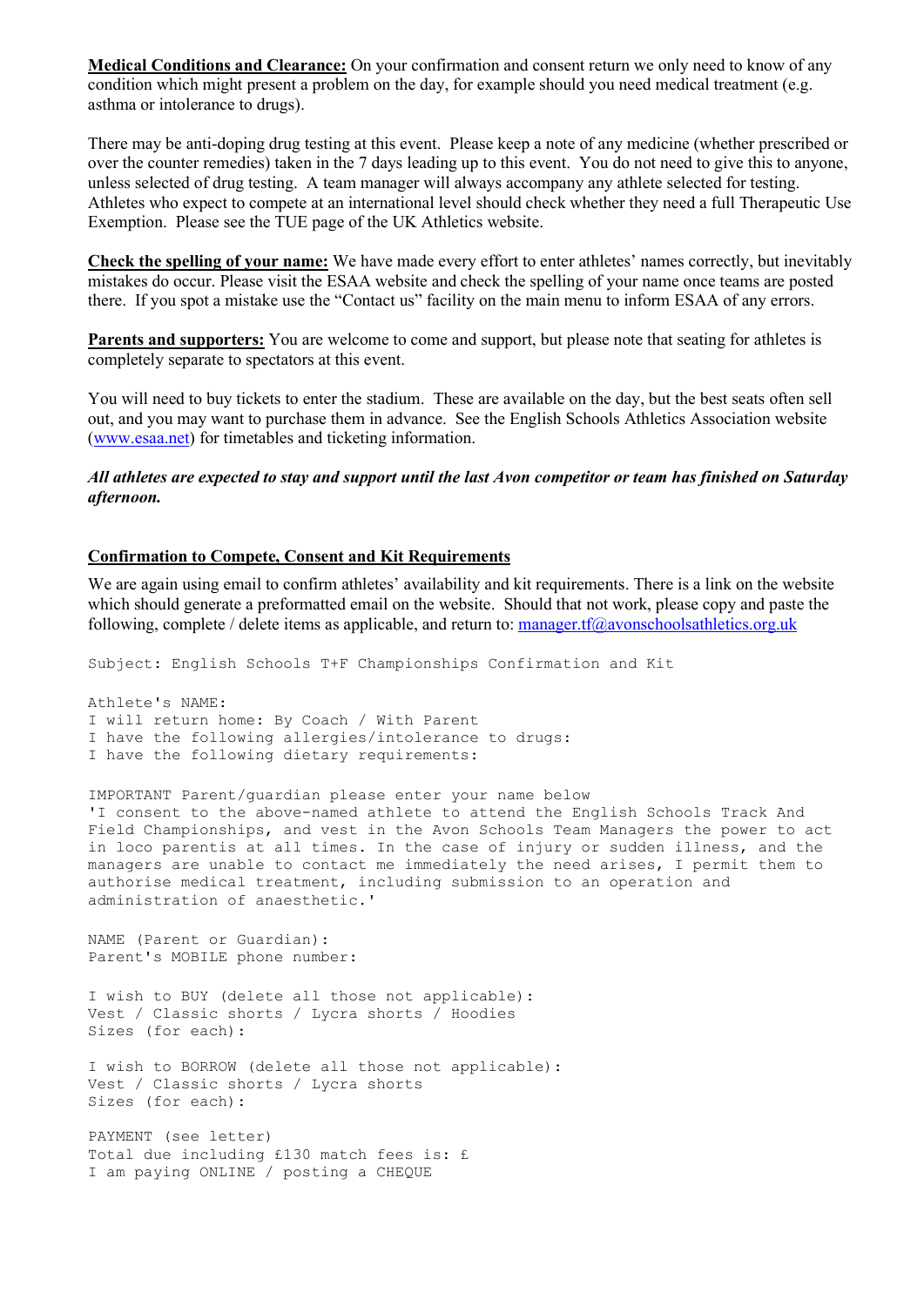**Medical Conditions and Clearance:** On your confirmation and consent return we only need to know of any condition which might present a problem on the day, for example should you need medical treatment (e.g. asthma or intolerance to drugs).

There may be anti-doping drug testing at this event. Please keep a note of any medicine (whether prescribed or over the counter remedies) taken in the 7 days leading up to this event. You do not need to give this to anyone, unless selected of drug testing. A team manager will always accompany any athlete selected for testing. Athletes who expect to compete at an international level should check whether they need a full Therapeutic Use Exemption. Please see the TUE page of the UK Athletics website.

**Check the spelling of your name:** We have made every effort to enter athletes' names correctly, but inevitably mistakes do occur. Please visit the ESAA website and check the spelling of your name once teams are posted there. If you spot a mistake use the "Contact us" facility on the main menu to inform ESAA of any errors.

**Parents and supporters:** You are welcome to come and support, but please note that seating for athletes is completely separate to spectators at this event.

You will need to buy tickets to enter the stadium. These are available on the day, but the best seats often sell out, and you may want to purchase them in advance. See the English Schools Athletics Association website (www.esaa.net) for timetables and ticketing information.

***All athletes are expected to stay and support until the last Avon competitor or team has finished on Saturday afternoon.***

## Confirmation to Compete, Consent and Kit Requirements

We are again using email to confirm athletes' availability and kit requirements. There is a link on the website which should generate a preformatted email on the website. Should that not work, please copy and paste the following, complete / delete items as applicable, and return to: manager.tf@avonschoolsathletics.org.uk

```
Subject: English Schools T+F Championships Confirmation and Kit

Athlete's NAME:
I will return home: By Coach / With Parent
I have the following allergies/intolerance to drugs:
I have the following dietary requirements:

IMPORTANT Parent/guardian please enter your name below
'I consent to the above-named athlete to attend the English Schools Track And
Field Championships, and vest in the Avon Schools Team Managers the power to act
in loco parentis at all times. In the case of injury or sudden illness, and the
managers are unable to contact me immediately the need arises, I permit them to
authorise medical treatment, including submission to an operation and
administration of anaesthetic.'

NAME (Parent or Guardian):
Parent's MOBILE phone number:

I wish to BUY (delete all those not applicable):
Vest / Classic shorts / Lycra shorts / Hoodies
Sizes (for each):

I wish to BORROW (delete all those not applicable):
Vest / Classic shorts / Lycra shorts
Sizes (for each):

PAYMENT (see letter)
Total due including £130 match fees is: £
I am paying ONLINE / posting a CHEQUE
```